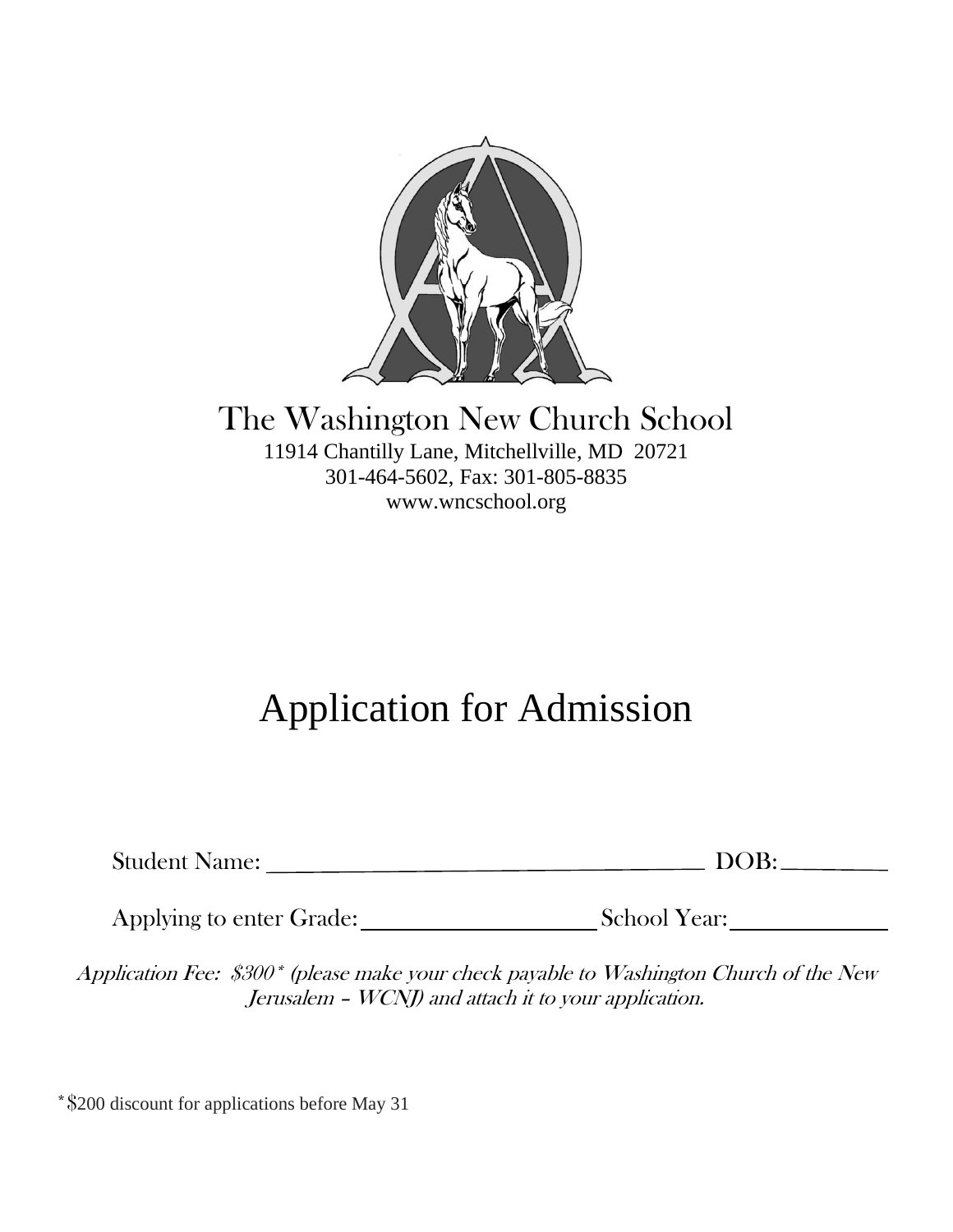# The Washington New Church School

11914 Chantilly Lane, Mitchellville, MD 20721
301-464-5602, Fax: 301-805-8835
www.wncschool.org

# Application for Admission

Student Name: ________________________________________ DOB: __________

Applying to enter Grade: ____________________ School Year: ______________

*Application Fee: $300* (please make your check payable to Washington Church of the New Jerusalem – WCNJ) and attach it to your application.*

*$200 discount for applications before May 31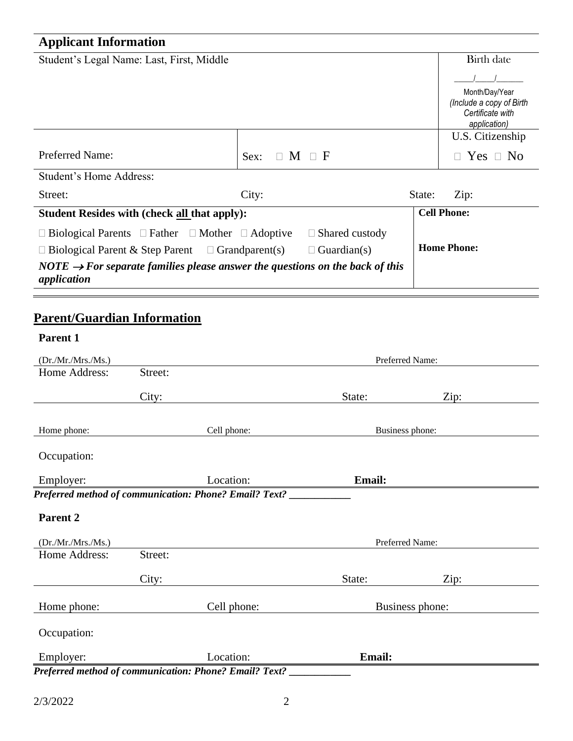## Applicant Information

| Student's Legal Name: Last, First, Middle | | Birth date<br>____/____/______<br>Month/Day/Year<br>*(Include a copy of Birth Certificate with application)* |
|---|---|---|
| Preferred Name: | Sex: ☐ M ☐ F | U.S. Citizenship<br>☐ Yes ☐ No |

Student's Home Address:

Street: City: State: Zip:

| **Student Resides with (check all that apply):** | **Cell Phone:** |
|---|---|
| ☐ Biological Parents ☐ Father ☐ Mother ☐ Adoptive ☐ Shared custody<br>☐ Biological Parent & Step Parent ☐ Grandparent(s) ☐ Guardian(s) | **Home Phone:** |
| ***NOTE → For separate families please answer the questions on the back of this application*** | |

## Parent/Guardian Information

**Parent 1**

(Dr./Mr./Mrs./Ms.) Preferred Name:

Home Address: Street:

City: State: Zip:

Home phone: Cell phone: Business phone:

Occupation:

Employer: Location: **Email:**

***Preferred method of communication: Phone? Email? Text? ___________***

**Parent 2**

(Dr./Mr./Mrs./Ms.) Preferred Name:

Home Address: Street:

City: State: Zip:

Home phone: Cell phone: Business phone:

Occupation:

Employer: Location: **Email:**

***Preferred method of communication: Phone? Email? Text? ___________***

2/3/2022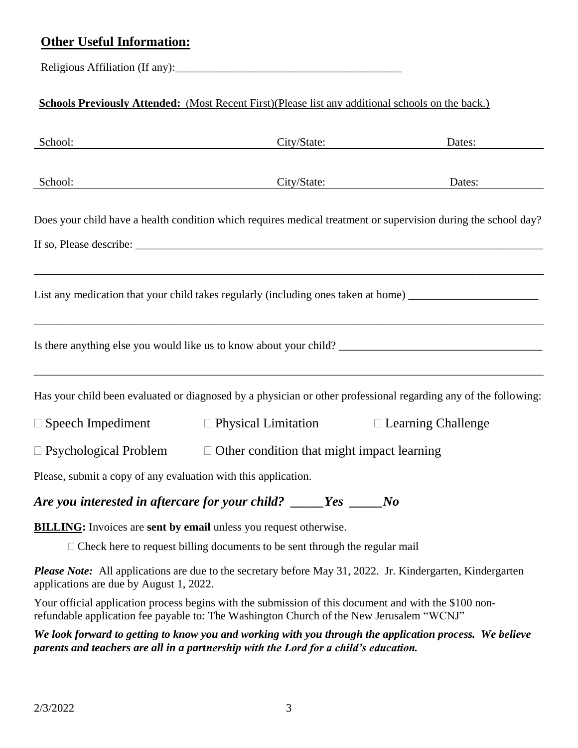## **Other Useful Information:**

Religious Affiliation (If any):________________________________________

**Schools Previously Attended:** (Most Recent First)(Please list any additional schools on the back.)

| School: | City/State: | Dates: |
|---|---|---|
| School: | City/State: | Dates: |

Does your child have a health condition which requires medical treatment or supervision during the school day?

If so, Please describe: ___________________________________________________________________________

_____________________________________________________________________________________________

List any medication that your child takes regularly (including ones taken at home) _______________________

_____________________________________________________________________________________________

Is there anything else you would like us to know about your child? ____________________________________

_____________________________________________________________________________________________

Has your child been evaluated or diagnosed by a physician or other professional regarding any of the following:

□ Speech Impediment □ Physical Limitation □ Learning Challenge

□ Psychological Problem □ Other condition that might impact learning

Please, submit a copy of any evaluation with this application.

***Are you interested in aftercare for your child? _____Yes _____No***

**BILLING:** Invoices are **sent by email** unless you request otherwise.

□ Check here to request billing documents to be sent through the regular mail

***Please Note:*** All applications are due to the secretary before May 31, 2022. Jr. Kindergarten, Kindergarten applications are due by August 1, 2022.

Your official application process begins with the submission of this document and with the $100 non-refundable application fee payable to: The Washington Church of the New Jerusalem "WCNJ"

***We look forward to getting to know you and working with you through the application process. We believe parents and teachers are all in a partnership with the Lord for a child's education.***

2/3/2022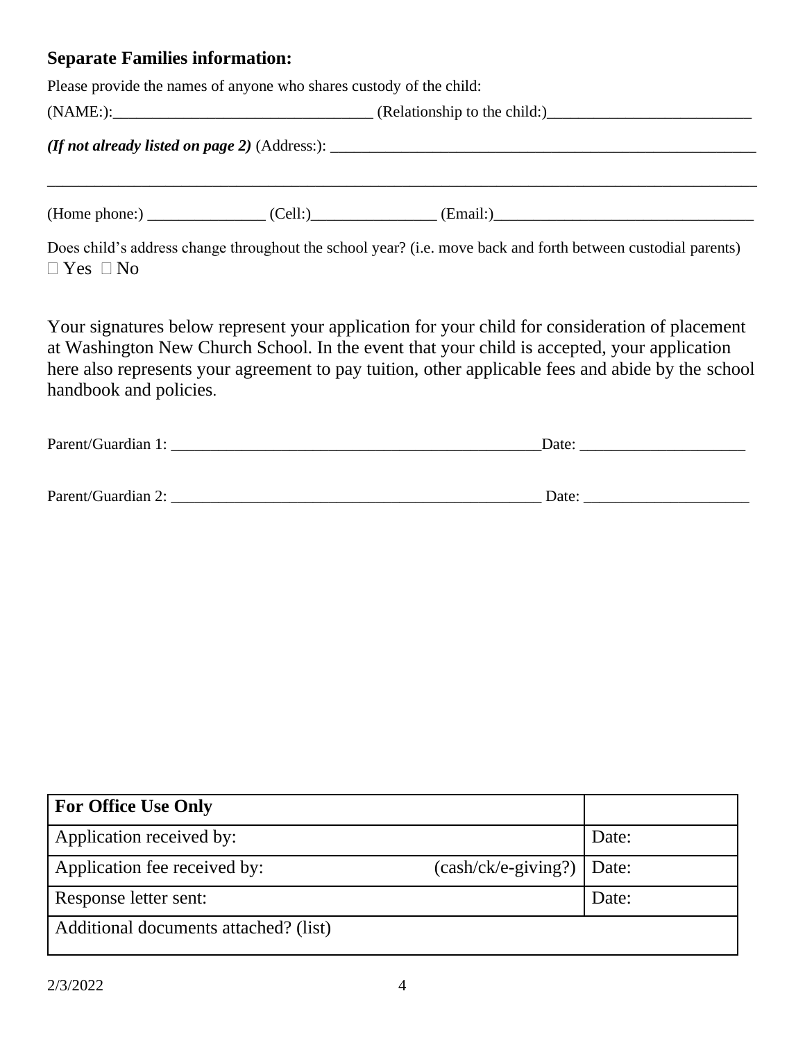**Separate Families information:**

Please provide the names of anyone who shares custody of the child:

(NAME:):_________________________________ (Relationship to the child:)__________________________

***(If not already listed on page 2)*** (Address:): ________________________________________________________

_____________________________________________________________________________________________

(Home phone:) _______________ (Cell:)________________ (Email:)_________________________________

Does child's address change throughout the school year? (i.e. move back and forth between custodial parents)
☐ Yes ☐ No

Your signatures below represent your application for your child for consideration of placement at Washington New Church School. In the event that your child is accepted, your application here also represents your agreement to pay tuition, other applicable fees and abide by the school handbook and policies.

Parent/Guardian 1: ________________________________________________Date: _____________________

Parent/Guardian 2: ________________________________________________ Date: _____________________

| **For Office Use Only** | | |
|---|---|---|
| Application received by: | | Date: |
| Application fee received by: | (cash/ck/e-giving?) | Date: |
| Response letter sent: | | Date: |
| Additional documents attached? (list) | | |

2/3/2022